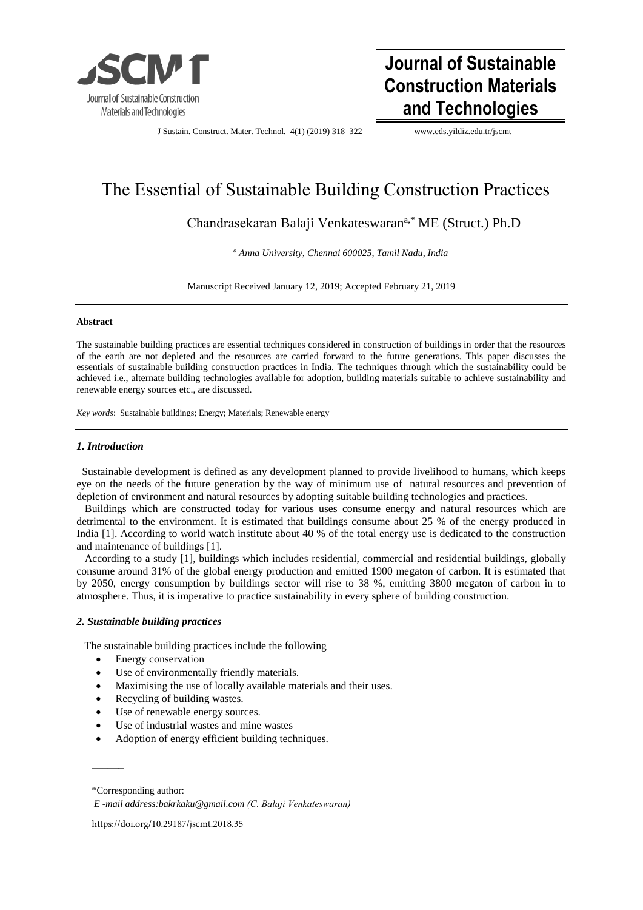# The Essential of Sustainable Building Construction Practices

Chandrasekaran Balaji Venkateswaran[a,*] ME (Struct.) Ph.D

[a] *Anna University, Chennai 600025, Tamil Nadu, India*

Manuscript Received January 12, 2019; Accepted February 21, 2019

---

**Abstract**

The sustainable building practices are essential techniques considered in construction of buildings in order that the resources of the earth are not depleted and the resources are carried forward to the future generations. This paper discusses the essentials of sustainable building construction practices in India. The techniques through which the sustainability could be achieved i.e., alternate building technologies available for adoption, building materials suitable to achieve sustainability and renewable energy sources etc., are discussed.

*Key words*: Sustainable buildings; Energy; Materials; Renewable energy

---

### *1. Introduction*

Sustainable development is defined as any development planned to provide livelihood to humans, which keeps eye on the needs of the future generation by the way of minimum use of natural resources and prevention of depletion of environment and natural resources by adopting suitable building technologies and practices.

Buildings which are constructed today for various uses consume energy and natural resources which are detrimental to the environment. It is estimated that buildings consume about 25 % of the energy produced in India [1]. According to world watch institute about 40 % of the total energy use is dedicated to the construction and maintenance of buildings [1].

According to a study [1], buildings which includes residential, commercial and residential buildings, globally consume around 31% of the global energy production and emitted 1900 megaton of carbon. It is estimated that by 2050, energy consumption by buildings sector will rise to 38 %, emitting 3800 megaton of carbon in to atmosphere. Thus, it is imperative to practice sustainability in every sphere of building construction.

### *2. Sustainable building practices*

The sustainable building practices include the following

- Energy conservation
- Use of environmentally friendly materials.
- Maximising the use of locally available materials and their uses.
- Recycling of building wastes.
- Use of renewable energy sources.
- Use of industrial wastes and mine wastes
- Adoption of energy efficient building techniques.

---

*Corresponding author:
*E -mail address:bakrkaku@gmail.com (C. Balaji Venkateswaran)*

https://doi.org/10.29187/jscmt.2018.35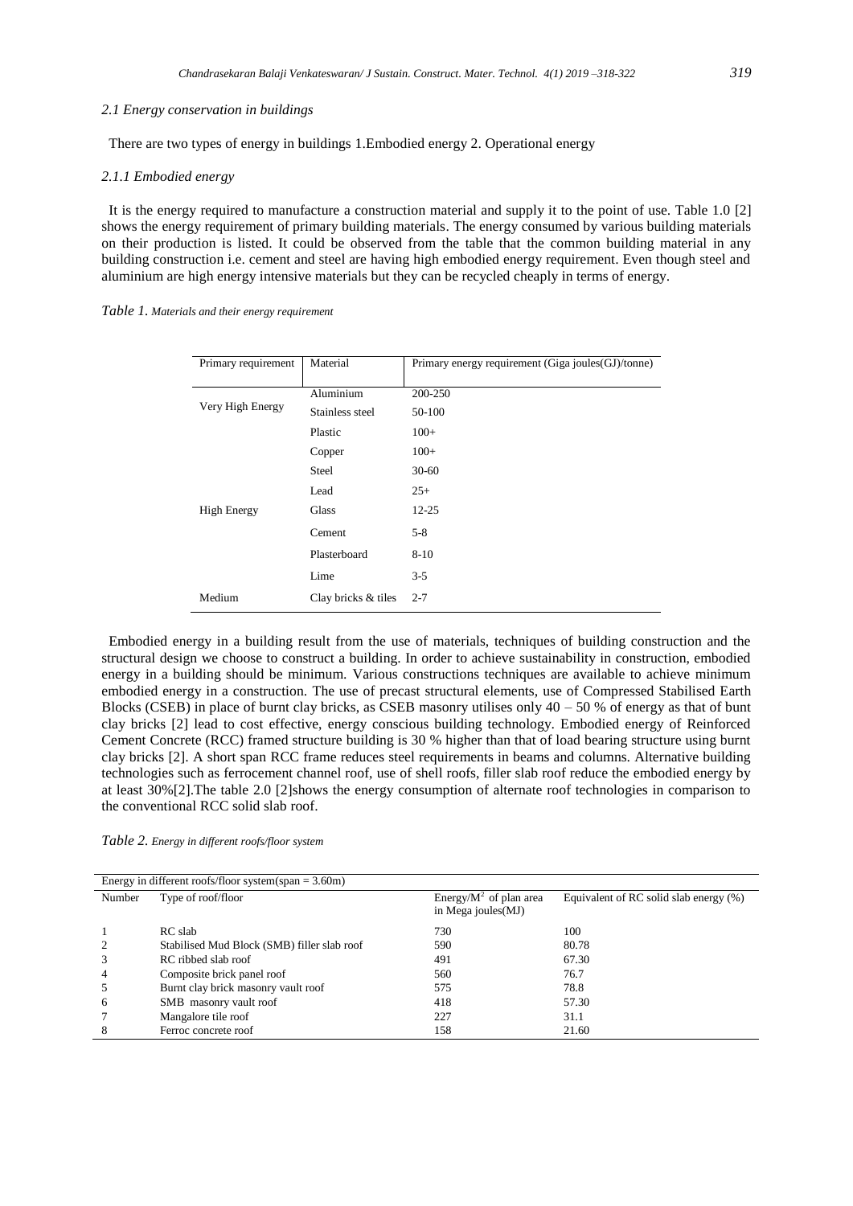### 2.1 Energy conservation in buildings

There are two types of energy in buildings 1.Embodied energy 2. Operational energy

#### 2.1.1 Embodied energy

It is the energy required to manufacture a construction material and supply it to the point of use. Table 1.0 [2] shows the energy requirement of primary building materials. The energy consumed by various building materials on their production is listed. It could be observed from the table that the common building material in any building construction i.e. cement and steel are having high embodied energy requirement. Even though steel and aluminium are high energy intensive materials but they can be recycled cheaply in terms of energy.

*Table 1. Materials and their energy requirement*

| Primary requirement | Material | Primary energy requirement (Giga joules(GJ)/tonne) |
|---|---|---|
| Very High Energy | Aluminium | 200-250 |
| | Stainless steel | 50-100 |
| | Plastic | 100+ |
| | Copper | 100+ |
| | Steel | 30-60 |
| | Lead | 25+ |
| High Energy | Glass | 12-25 |
| | Cement | 5-8 |
| | Plasterboard | 8-10 |
| | Lime | 3-5 |
| Medium | Clay bricks & tiles | 2-7 |

Embodied energy in a building result from the use of materials, techniques of building construction and the structural design we choose to construct a building. In order to achieve sustainability in construction, embodied energy in a building should be minimum. Various constructions techniques are available to achieve minimum embodied energy in a construction. The use of precast structural elements, use of Compressed Stabilised Earth Blocks (CSEB) in place of burnt clay bricks, as CSEB masonry utilises only 40 – 50 % of energy as that of bunt clay bricks [2] lead to cost effective, energy conscious building technology. Embodied energy of Reinforced Cement Concrete (RCC) framed structure building is 30 % higher than that of load bearing structure using burnt clay bricks [2]. A short span RCC frame reduces steel requirements in beams and columns. Alternative building technologies such as ferrocement channel roof, use of shell roofs, filler slab roof reduce the embodied energy by at least 30%[2].The table 2.0 [2]shows the energy consumption of alternate roof technologies in comparison to the conventional RCC solid slab roof.

*Table 2. Energy in different roofs/floor system*

| Energy in different roofs/floor system(span = 3.60m) | | | |
|---|---|---|---|
| Number | Type of roof/floor | Energy/$M^2$ of plan area in Mega joules(MJ) | Equivalent of RC solid slab energy (%) |
| 1 | RC slab | 730 | 100 |
| 2 | Stabilised Mud Block (SMB) filler slab roof | 590 | 80.78 |
| 3 | RC ribbed slab roof | 491 | 67.30 |
| 4 | Composite brick panel roof | 560 | 76.7 |
| 5 | Burnt clay brick masonry vault roof | 575 | 78.8 |
| 6 | SMB masonry vault roof | 418 | 57.30 |
| 7 | Mangalore tile roof | 227 | 31.1 |
| 8 | Ferroc concrete roof | 158 | 21.60 |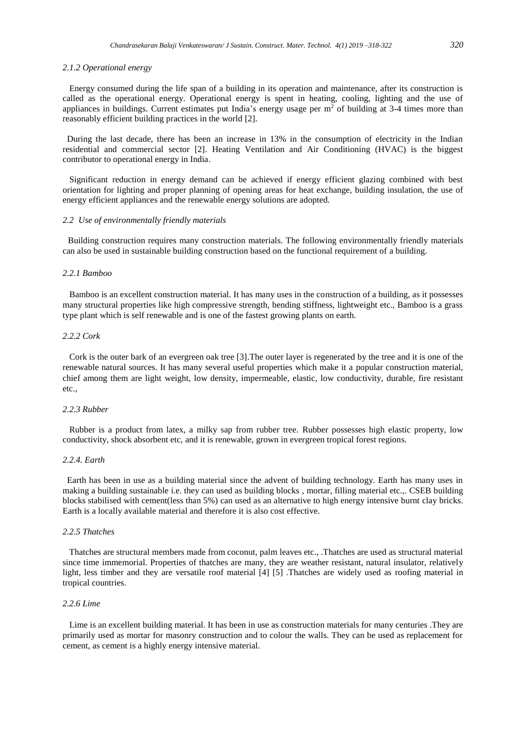#### *2.1.2 Operational energy*

Energy consumed during the life span of a building in its operation and maintenance, after its construction is called as the operational energy. Operational energy is spent in heating, cooling, lighting and the use of appliances in buildings. Current estimates put India's energy usage per $m^2$ of building at 3-4 times more than reasonably efficient building practices in the world [2].

During the last decade, there has been an increase in 13% in the consumption of electricity in the Indian residential and commercial sector [2]. Heating Ventilation and Air Conditioning (HVAC) is the biggest contributor to operational energy in India.

Significant reduction in energy demand can be achieved if energy efficient glazing combined with best orientation for lighting and proper planning of opening areas for heat exchange, building insulation, the use of energy efficient appliances and the renewable energy solutions are adopted.

### *2.2 Use of environmentally friendly materials*

Building construction requires many construction materials. The following environmentally friendly materials can also be used in sustainable building construction based on the functional requirement of a building.

#### *2.2.1 Bamboo*

Bamboo is an excellent construction material. It has many uses in the construction of a building, as it possesses many structural properties like high compressive strength, bending stiffness, lightweight etc., Bamboo is a grass type plant which is self renewable and is one of the fastest growing plants on earth.

#### *2.2.2 Cork*

Cork is the outer bark of an evergreen oak tree [3].The outer layer is regenerated by the tree and it is one of the renewable natural sources. It has many several useful properties which make it a popular construction material, chief among them are light weight, low density, impermeable, elastic, low conductivity, durable, fire resistant etc.,

#### *2.2.3 Rubber*

Rubber is a product from latex, a milky sap from rubber tree. Rubber possesses high elastic property, low conductivity, shock absorbent etc, and it is renewable, grown in evergreen tropical forest regions.

#### *2.2.4. Earth*

Earth has been in use as a building material since the advent of building technology. Earth has many uses in making a building sustainable i.e. they can used as building blocks , mortar, filling material etc.,. CSEB building blocks stabilised with cement(less than 5%) can used as an alternative to high energy intensive burnt clay bricks. Earth is a locally available material and therefore it is also cost effective.

#### *2.2.5 Thatches*

Thatches are structural members made from coconut, palm leaves etc., .Thatches are used as structural material since time immemorial. Properties of thatches are many, they are weather resistant, natural insulator, relatively light, less timber and they are versatile roof material [4] [5] .Thatches are widely used as roofing material in tropical countries.

#### *2.2.6 Lime*

Lime is an excellent building material. It has been in use as construction materials for many centuries .They are primarily used as mortar for masonry construction and to colour the walls. They can be used as replacement for cement, as cement is a highly energy intensive material.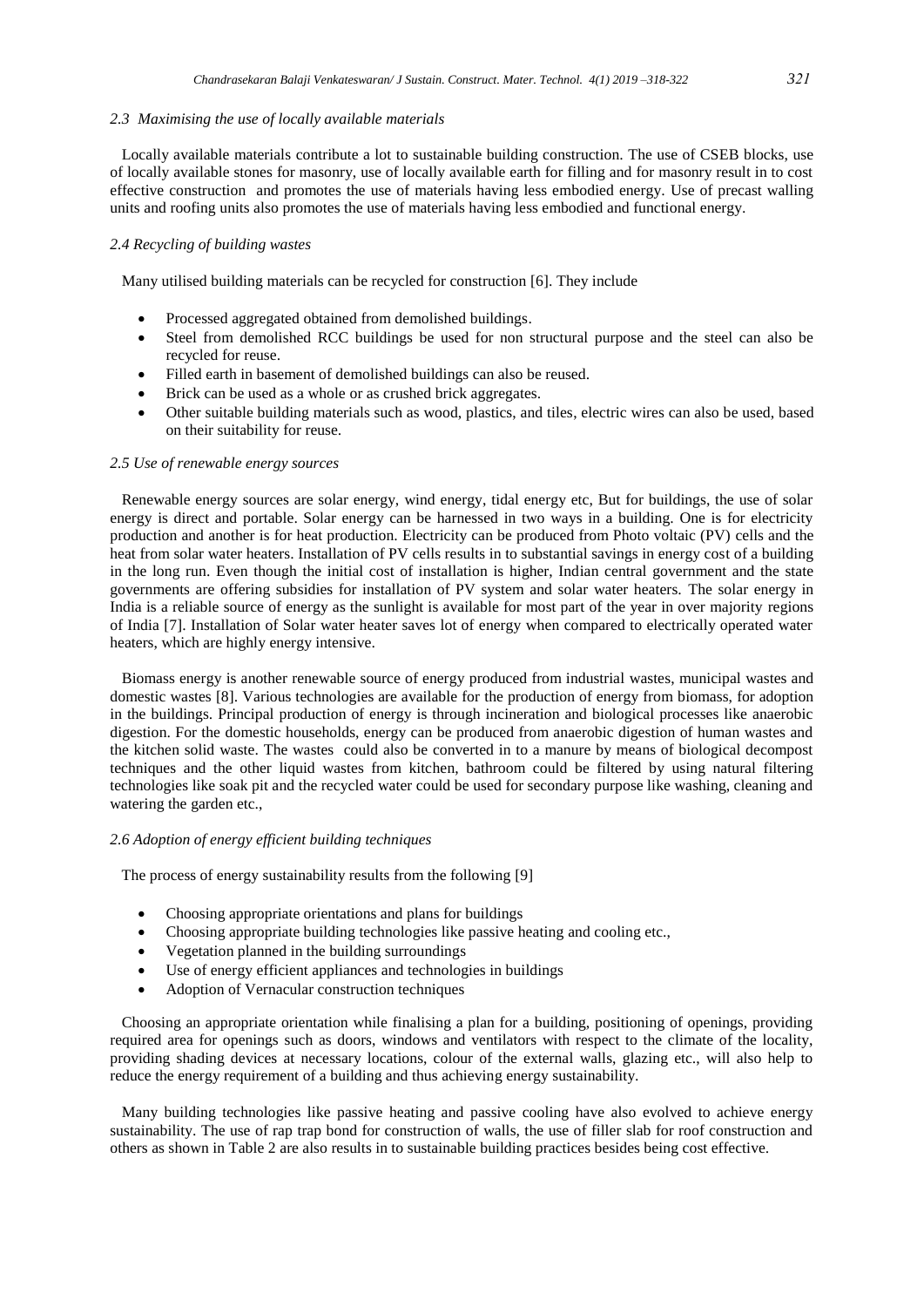### *2.3 Maximising the use of locally available materials*

Locally available materials contribute a lot to sustainable building construction. The use of CSEB blocks, use of locally available stones for masonry, use of locally available earth for filling and for masonry result in to cost effective construction and promotes the use of materials having less embodied energy. Use of precast walling units and roofing units also promotes the use of materials having less embodied and functional energy.

### *2.4 Recycling of building wastes*

Many utilised building materials can be recycled for construction [6]. They include

- Processed aggregated obtained from demolished buildings.
- Steel from demolished RCC buildings be used for non structural purpose and the steel can also be recycled for reuse.
- Filled earth in basement of demolished buildings can also be reused.
- Brick can be used as a whole or as crushed brick aggregates.
- Other suitable building materials such as wood, plastics, and tiles, electric wires can also be used, based on their suitability for reuse.

### *2.5 Use of renewable energy sources*

Renewable energy sources are solar energy, wind energy, tidal energy etc, But for buildings, the use of solar energy is direct and portable. Solar energy can be harnessed in two ways in a building. One is for electricity production and another is for heat production. Electricity can be produced from Photo voltaic (PV) cells and the heat from solar water heaters. Installation of PV cells results in to substantial savings in energy cost of a building in the long run. Even though the initial cost of installation is higher, Indian central government and the state governments are offering subsidies for installation of PV system and solar water heaters. The solar energy in India is a reliable source of energy as the sunlight is available for most part of the year in over majority regions of India [7]. Installation of Solar water heater saves lot of energy when compared to electrically operated water heaters, which are highly energy intensive.

Biomass energy is another renewable source of energy produced from industrial wastes, municipal wastes and domestic wastes [8]. Various technologies are available for the production of energy from biomass, for adoption in the buildings. Principal production of energy is through incineration and biological processes like anaerobic digestion. For the domestic households, energy can be produced from anaerobic digestion of human wastes and the kitchen solid waste. The wastes could also be converted in to a manure by means of biological decompost techniques and the other liquid wastes from kitchen, bathroom could be filtered by using natural filtering technologies like soak pit and the recycled water could be used for secondary purpose like washing, cleaning and watering the garden etc.,

### *2.6 Adoption of energy efficient building techniques*

The process of energy sustainability results from the following [9]

- Choosing appropriate orientations and plans for buildings
- Choosing appropriate building technologies like passive heating and cooling etc.,
- Vegetation planned in the building surroundings
- Use of energy efficient appliances and technologies in buildings
- Adoption of Vernacular construction techniques

Choosing an appropriate orientation while finalising a plan for a building, positioning of openings, providing required area for openings such as doors, windows and ventilators with respect to the climate of the locality, providing shading devices at necessary locations, colour of the external walls, glazing etc., will also help to reduce the energy requirement of a building and thus achieving energy sustainability.

Many building technologies like passive heating and passive cooling have also evolved to achieve energy sustainability. The use of rap trap bond for construction of walls, the use of filler slab for roof construction and others as shown in Table 2 are also results in to sustainable building practices besides being cost effective.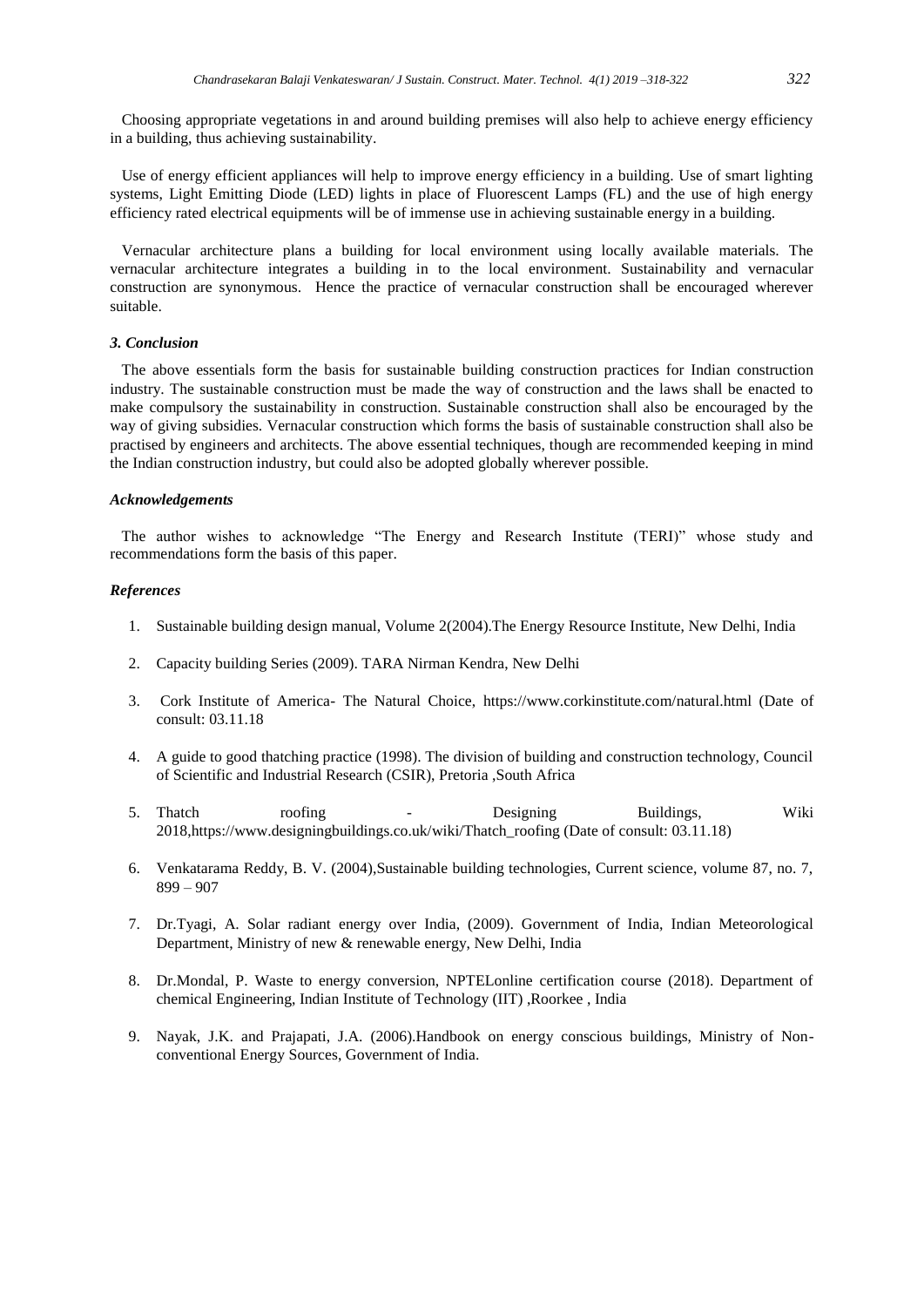Choosing appropriate vegetations in and around building premises will also help to achieve energy efficiency in a building, thus achieving sustainability.

Use of energy efficient appliances will help to improve energy efficiency in a building. Use of smart lighting systems, Light Emitting Diode (LED) lights in place of Fluorescent Lamps (FL) and the use of high energy efficiency rated electrical equipments will be of immense use in achieving sustainable energy in a building.

Vernacular architecture plans a building for local environment using locally available materials. The vernacular architecture integrates a building in to the local environment. Sustainability and vernacular construction are synonymous. Hence the practice of vernacular construction shall be encouraged wherever suitable.

### *3. Conclusion*

The above essentials form the basis for sustainable building construction practices for Indian construction industry. The sustainable construction must be made the way of construction and the laws shall be enacted to make compulsory the sustainability in construction. Sustainable construction shall also be encouraged by the way of giving subsidies. Vernacular construction which forms the basis of sustainable construction shall also be practised by engineers and architects. The above essential techniques, though are recommended keeping in mind the Indian construction industry, but could also be adopted globally wherever possible.

### *Acknowledgements*

The author wishes to acknowledge "The Energy and Research Institute (TERI)" whose study and recommendations form the basis of this paper.

### *References*

1. Sustainable building design manual, Volume 2(2004).The Energy Resource Institute, New Delhi, India
2. Capacity building Series (2009). TARA Nirman Kendra, New Delhi
3. Cork Institute of America- The Natural Choice, https://www.corkinstitute.com/natural.html (Date of consult: 03.11.18
4. A guide to good thatching practice (1998). The division of building and construction technology, Council of Scientific and Industrial Research (CSIR), Pretoria ,South Africa
5. Thatch roofing - Designing Buildings, Wiki 2018,https://www.designingbuildings.co.uk/wiki/Thatch_roofing (Date of consult: 03.11.18)
6. Venkatarama Reddy, B. V. (2004),Sustainable building technologies, Current science, volume 87, no. 7, 899 – 907
7. Dr.Tyagi, A. Solar radiant energy over India, (2009). Government of India, Indian Meteorological Department, Ministry of new & renewable energy, New Delhi, India
8. Dr.Mondal, P. Waste to energy conversion, NPTELonline certification course (2018). Department of chemical Engineering, Indian Institute of Technology (IIT) ,Roorkee , India
9. Nayak, J.K. and Prajapati, J.A. (2006).Handbook on energy conscious buildings, Ministry of Non-conventional Energy Sources, Government of India.